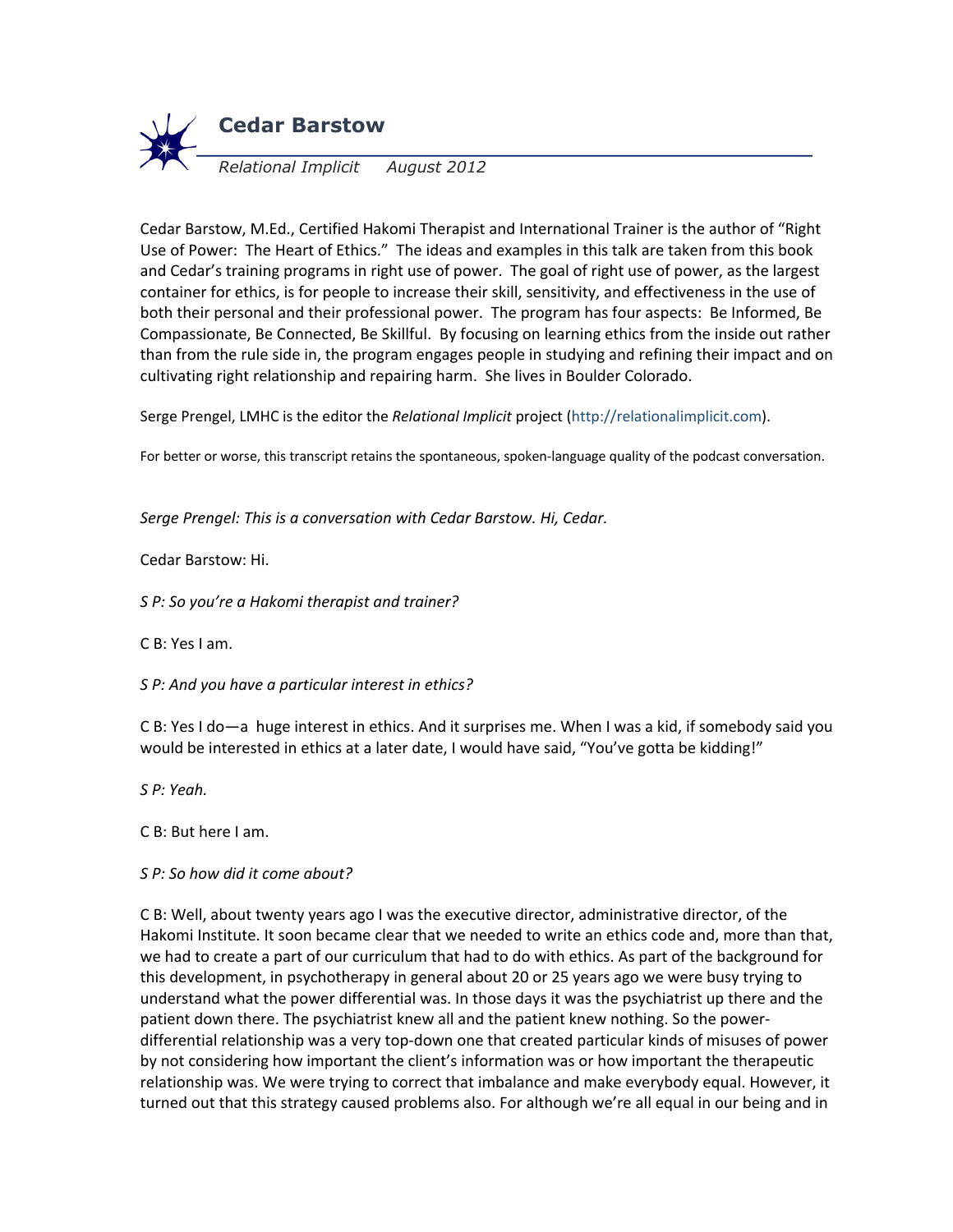# Cedar Barstow

*Relational Implicit  August 2012*

Cedar Barstow, M.Ed., Certified Hakomi Therapist and International Trainer is the author of "Right Use of Power: The Heart of Ethics." The ideas and examples in this talk are taken from this book and Cedar's training programs in right use of power. The goal of right use of power, as the largest container for ethics, is for people to increase their skill, sensitivity, and effectiveness in the use of both their personal and their professional power. The program has four aspects: Be Informed, Be Compassionate, Be Connected, Be Skillful. By focusing on learning ethics from the inside out rather than from the rule side in, the program engages people in studying and refining their impact and on cultivating right relationship and repairing harm. She lives in Boulder Colorado.

Serge Prengel, LMHC is the editor the *Relational Implicit* project (http://relationalimplicit.com).

For better or worse, this transcript retains the spontaneous, spoken-language quality of the podcast conversation.

*Serge Prengel: This is a conversation with Cedar Barstow. Hi, Cedar.*

Cedar Barstow: Hi.

*S P: So you're a Hakomi therapist and trainer?*

C B: Yes I am.

*S P: And you have a particular interest in ethics?*

C B: Yes I do—a huge interest in ethics. And it surprises me. When I was a kid, if somebody said you would be interested in ethics at a later date, I would have said, "You've gotta be kidding!"

*S P: Yeah.*

C B: But here I am.

*S P: So how did it come about?*

C B: Well, about twenty years ago I was the executive director, administrative director, of the Hakomi Institute. It soon became clear that we needed to write an ethics code and, more than that, we had to create a part of our curriculum that had to do with ethics. As part of the background for this development, in psychotherapy in general about 20 or 25 years ago we were busy trying to understand what the power differential was. In those days it was the psychiatrist up there and the patient down there. The psychiatrist knew all and the patient knew nothing. So the power-differential relationship was a very top-down one that created particular kinds of misuses of power by not considering how important the client's information was or how important the therapeutic relationship was. We were trying to correct that imbalance and make everybody equal. However, it turned out that this strategy caused problems also. For although we're all equal in our being and in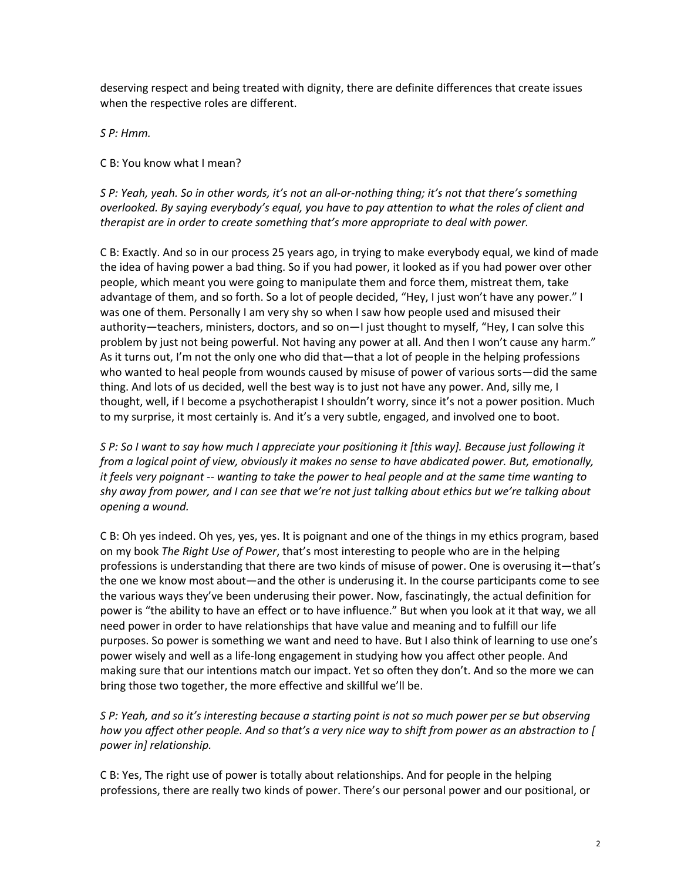deserving respect and being treated with dignity, there are definite differences that create issues when the respective roles are different.

*S P: Hmm.*

C B: You know what I mean?

*S P: Yeah, yeah. So in other words, it's not an all-or-nothing thing; it's not that there's something overlooked. By saying everybody's equal, you have to pay attention to what the roles of client and therapist are in order to create something that's more appropriate to deal with power.*

C B: Exactly. And so in our process 25 years ago, in trying to make everybody equal, we kind of made the idea of having power a bad thing. So if you had power, it looked as if you had power over other people, which meant you were going to manipulate them and force them, mistreat them, take advantage of them, and so forth. So a lot of people decided, "Hey, I just won't have any power." I was one of them. Personally I am very shy so when I saw how people used and misused their authority—teachers, ministers, doctors, and so on—I just thought to myself, "Hey, I can solve this problem by just not being powerful. Not having any power at all. And then I won't cause any harm." As it turns out, I'm not the only one who did that—that a lot of people in the helping professions who wanted to heal people from wounds caused by misuse of power of various sorts—did the same thing. And lots of us decided, well the best way is to just not have any power. And, silly me, I thought, well, if I become a psychotherapist I shouldn't worry, since it's not a power position. Much to my surprise, it most certainly is. And it's a very subtle, engaged, and involved one to boot.

*S P: So I want to say how much I appreciate your positioning it [this way]. Because just following it from a logical point of view, obviously it makes no sense to have abdicated power. But, emotionally, it feels very poignant -- wanting to take the power to heal people and at the same time wanting to shy away from power, and I can see that we're not just talking about ethics but we're talking about opening a wound.*

C B: Oh yes indeed. Oh yes, yes, yes. It is poignant and one of the things in my ethics program, based on my book *The Right Use of Power*, that's most interesting to people who are in the helping professions is understanding that there are two kinds of misuse of power. One is overusing it—that's the one we know most about—and the other is underusing it. In the course participants come to see the various ways they've been underusing their power. Now, fascinatingly, the actual definition for power is "the ability to have an effect or to have influence." But when you look at it that way, we all need power in order to have relationships that have value and meaning and to fulfill our life purposes. So power is something we want and need to have. But I also think of learning to use one's power wisely and well as a life-long engagement in studying how you affect other people. And making sure that our intentions match our impact. Yet so often they don't. And so the more we can bring those two together, the more effective and skillful we'll be.

*S P: Yeah, and so it's interesting because a starting point is not so much power per se but observing how you affect other people. And so that's a very nice way to shift from power as an abstraction to [ power in] relationship.*

C B: Yes, The right use of power is totally about relationships. And for people in the helping professions, there are really two kinds of power. There's our personal power and our positional, or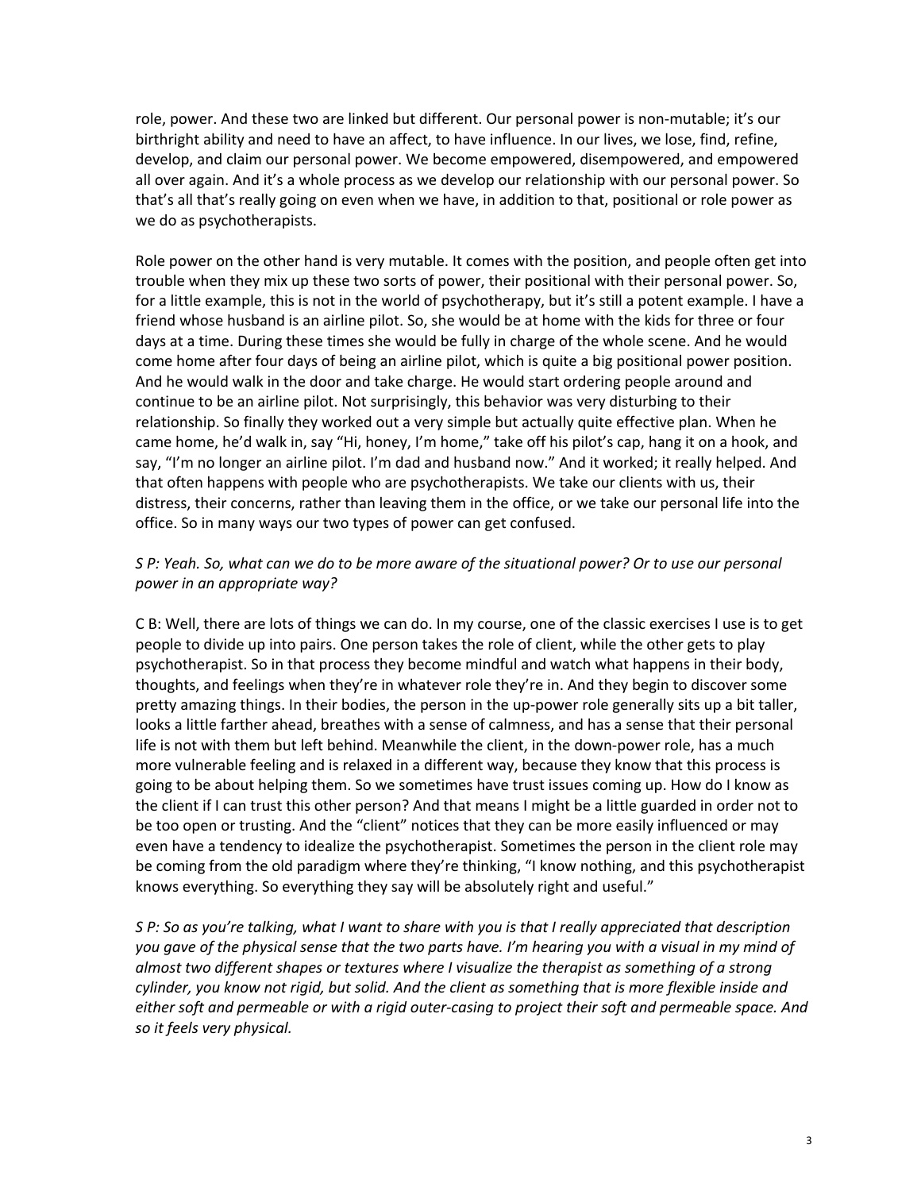role, power. And these two are linked but different. Our personal power is non-mutable; it's our birthright ability and need to have an affect, to have influence. In our lives, we lose, find, refine, develop, and claim our personal power. We become empowered, disempowered, and empowered all over again. And it's a whole process as we develop our relationship with our personal power. So that's all that's really going on even when we have, in addition to that, positional or role power as we do as psychotherapists.

Role power on the other hand is very mutable. It comes with the position, and people often get into trouble when they mix up these two sorts of power, their positional with their personal power. So, for a little example, this is not in the world of psychotherapy, but it's still a potent example. I have a friend whose husband is an airline pilot. So, she would be at home with the kids for three or four days at a time. During these times she would be fully in charge of the whole scene. And he would come home after four days of being an airline pilot, which is quite a big positional power position. And he would walk in the door and take charge. He would start ordering people around and continue to be an airline pilot. Not surprisingly, this behavior was very disturbing to their relationship. So finally they worked out a very simple but actually quite effective plan. When he came home, he'd walk in, say "Hi, honey, I'm home," take off his pilot's cap, hang it on a hook, and say, "I'm no longer an airline pilot. I'm dad and husband now." And it worked; it really helped. And that often happens with people who are psychotherapists. We take our clients with us, their distress, their concerns, rather than leaving them in the office, or we take our personal life into the office. So in many ways our two types of power can get confused.

*S P: Yeah. So, what can we do to be more aware of the situational power? Or to use our personal power in an appropriate way?*

C B: Well, there are lots of things we can do. In my course, one of the classic exercises I use is to get people to divide up into pairs. One person takes the role of client, while the other gets to play psychotherapist. So in that process they become mindful and watch what happens in their body, thoughts, and feelings when they're in whatever role they're in. And they begin to discover some pretty amazing things. In their bodies, the person in the up-power role generally sits up a bit taller, looks a little farther ahead, breathes with a sense of calmness, and has a sense that their personal life is not with them but left behind. Meanwhile the client, in the down-power role, has a much more vulnerable feeling and is relaxed in a different way, because they know that this process is going to be about helping them. So we sometimes have trust issues coming up. How do I know as the client if I can trust this other person? And that means I might be a little guarded in order not to be too open or trusting. And the "client" notices that they can be more easily influenced or may even have a tendency to idealize the psychotherapist. Sometimes the person in the client role may be coming from the old paradigm where they're thinking, "I know nothing, and this psychotherapist knows everything. So everything they say will be absolutely right and useful."

*S P: So as you're talking, what I want to share with you is that I really appreciated that description you gave of the physical sense that the two parts have. I'm hearing you with a visual in my mind of almost two different shapes or textures where I visualize the therapist as something of a strong cylinder, you know not rigid, but solid. And the client as something that is more flexible inside and either soft and permeable or with a rigid outer-casing to project their soft and permeable space. And so it feels very physical.*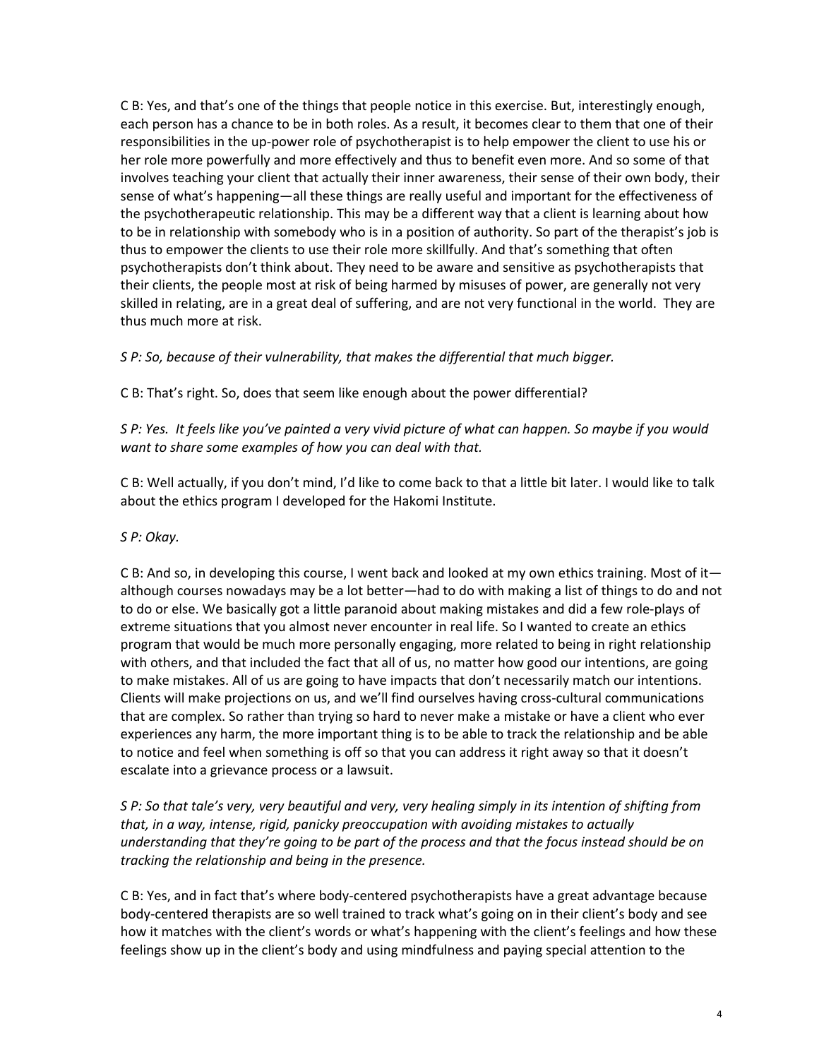C B: Yes, and that's one of the things that people notice in this exercise. But, interestingly enough, each person has a chance to be in both roles. As a result, it becomes clear to them that one of their responsibilities in the up-power role of psychotherapist is to help empower the client to use his or her role more powerfully and more effectively and thus to benefit even more. And so some of that involves teaching your client that actually their inner awareness, their sense of their own body, their sense of what's happening—all these things are really useful and important for the effectiveness of the psychotherapeutic relationship. This may be a different way that a client is learning about how to be in relationship with somebody who is in a position of authority. So part of the therapist's job is thus to empower the clients to use their role more skillfully. And that's something that often psychotherapists don't think about. They need to be aware and sensitive as psychotherapists that their clients, the people most at risk of being harmed by misuses of power, are generally not very skilled in relating, are in a great deal of suffering, and are not very functional in the world. They are thus much more at risk.

*S P: So, because of their vulnerability, that makes the differential that much bigger.*

C B: That's right. So, does that seem like enough about the power differential?

*S P: Yes. It feels like you've painted a very vivid picture of what can happen. So maybe if you would want to share some examples of how you can deal with that.*

C B: Well actually, if you don't mind, I'd like to come back to that a little bit later. I would like to talk about the ethics program I developed for the Hakomi Institute.

*S P: Okay.*

C B: And so, in developing this course, I went back and looked at my own ethics training. Most of it—although courses nowadays may be a lot better—had to do with making a list of things to do and not to do or else. We basically got a little paranoid about making mistakes and did a few role-plays of extreme situations that you almost never encounter in real life. So I wanted to create an ethics program that would be much more personally engaging, more related to being in right relationship with others, and that included the fact that all of us, no matter how good our intentions, are going to make mistakes. All of us are going to have impacts that don't necessarily match our intentions. Clients will make projections on us, and we'll find ourselves having cross-cultural communications that are complex. So rather than trying so hard to never make a mistake or have a client who ever experiences any harm, the more important thing is to be able to track the relationship and be able to notice and feel when something is off so that you can address it right away so that it doesn't escalate into a grievance process or a lawsuit.

*S P: So that tale's very, very beautiful and very, very healing simply in its intention of shifting from that, in a way, intense, rigid, panicky preoccupation with avoiding mistakes to actually understanding that they're going to be part of the process and that the focus instead should be on tracking the relationship and being in the presence.*

C B: Yes, and in fact that's where body-centered psychotherapists have a great advantage because body-centered therapists are so well trained to track what's going on in their client's body and see how it matches with the client's words or what's happening with the client's feelings and how these feelings show up in the client's body and using mindfulness and paying special attention to the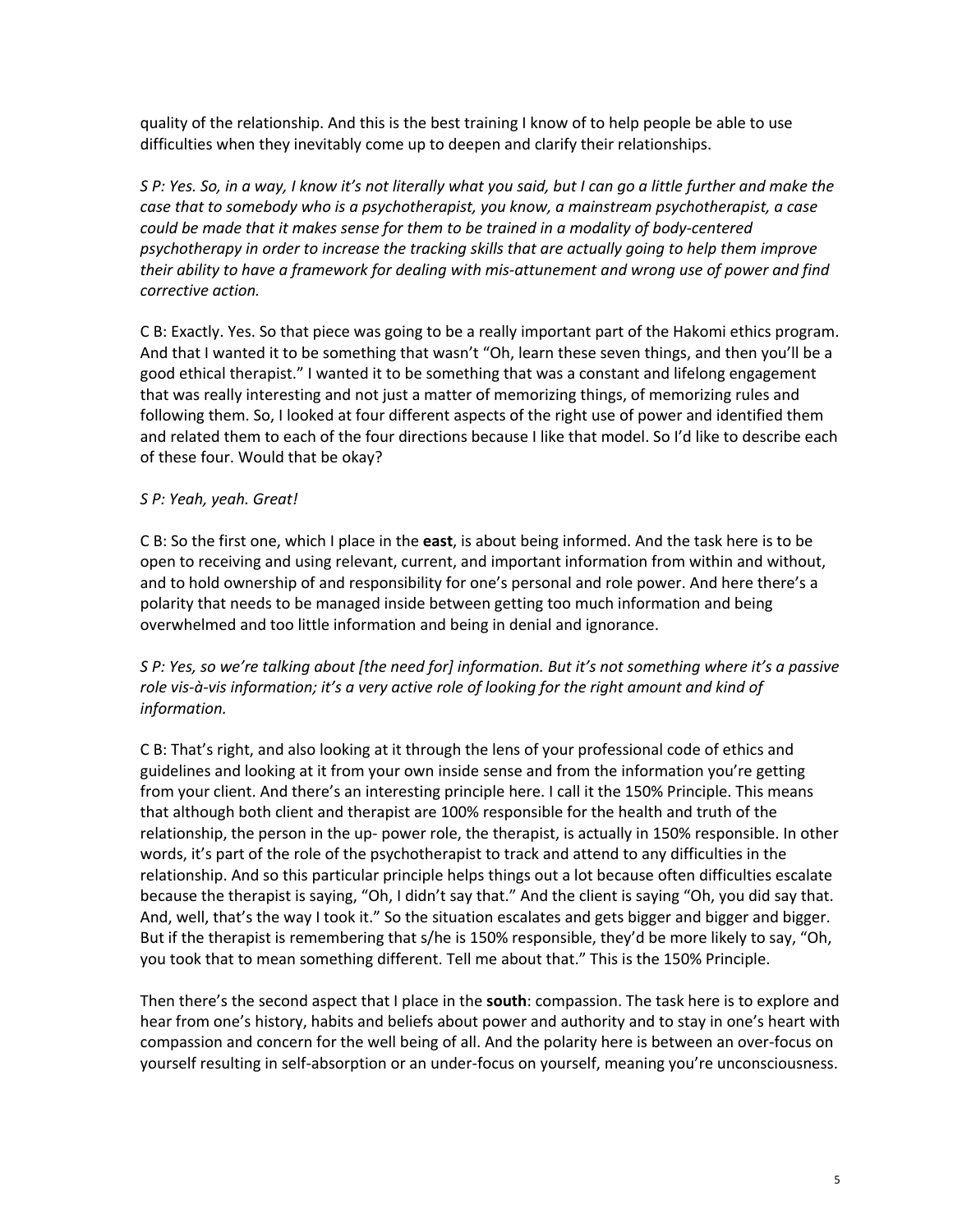quality of the relationship. And this is the best training I know of to help people be able to use difficulties when they inevitably come up to deepen and clarify their relationships.

*S P: Yes. So, in a way, I know it's not literally what you said, but I can go a little further and make the case that to somebody who is a psychotherapist, you know, a mainstream psychotherapist, a case could be made that it makes sense for them to be trained in a modality of body-centered psychotherapy in order to increase the tracking skills that are actually going to help them improve their ability to have a framework for dealing with mis-attunement and wrong use of power and find corrective action.*

C B: Exactly. Yes. So that piece was going to be a really important part of the Hakomi ethics program. And that I wanted it to be something that wasn't "Oh, learn these seven things, and then you'll be a good ethical therapist." I wanted it to be something that was a constant and lifelong engagement that was really interesting and not just a matter of memorizing things, of memorizing rules and following them. So, I looked at four different aspects of the right use of power and identified them and related them to each of the four directions because I like that model. So I'd like to describe each of these four. Would that be okay?

*S P: Yeah, yeah. Great!*

C B: So the first one, which I place in the **east**, is about being informed. And the task here is to be open to receiving and using relevant, current, and important information from within and without, and to hold ownership of and responsibility for one's personal and role power. And here there's a polarity that needs to be managed inside between getting too much information and being overwhelmed and too little information and being in denial and ignorance.

*S P: Yes, so we're talking about [the need for] information. But it's not something where it's a passive role vis-à-vis information; it's a very active role of looking for the right amount and kind of information.*

C B: That's right, and also looking at it through the lens of your professional code of ethics and guidelines and looking at it from your own inside sense and from the information you're getting from your client. And there's an interesting principle here. I call it the 150% Principle. This means that although both client and therapist are 100% responsible for the health and truth of the relationship, the person in the up- power role, the therapist, is actually in 150% responsible. In other words, it's part of the role of the psychotherapist to track and attend to any difficulties in the relationship. And so this particular principle helps things out a lot because often difficulties escalate because the therapist is saying, "Oh, I didn't say that." And the client is saying "Oh, you did say that. And, well, that's the way I took it." So the situation escalates and gets bigger and bigger and bigger. But if the therapist is remembering that s/he is 150% responsible, they'd be more likely to say, "Oh, you took that to mean something different. Tell me about that." This is the 150% Principle.

Then there's the second aspect that I place in the **south**: compassion. The task here is to explore and hear from one's history, habits and beliefs about power and authority and to stay in one's heart with compassion and concern for the well being of all. And the polarity here is between an over-focus on yourself resulting in self-absorption or an under-focus on yourself, meaning you're unconsciousness.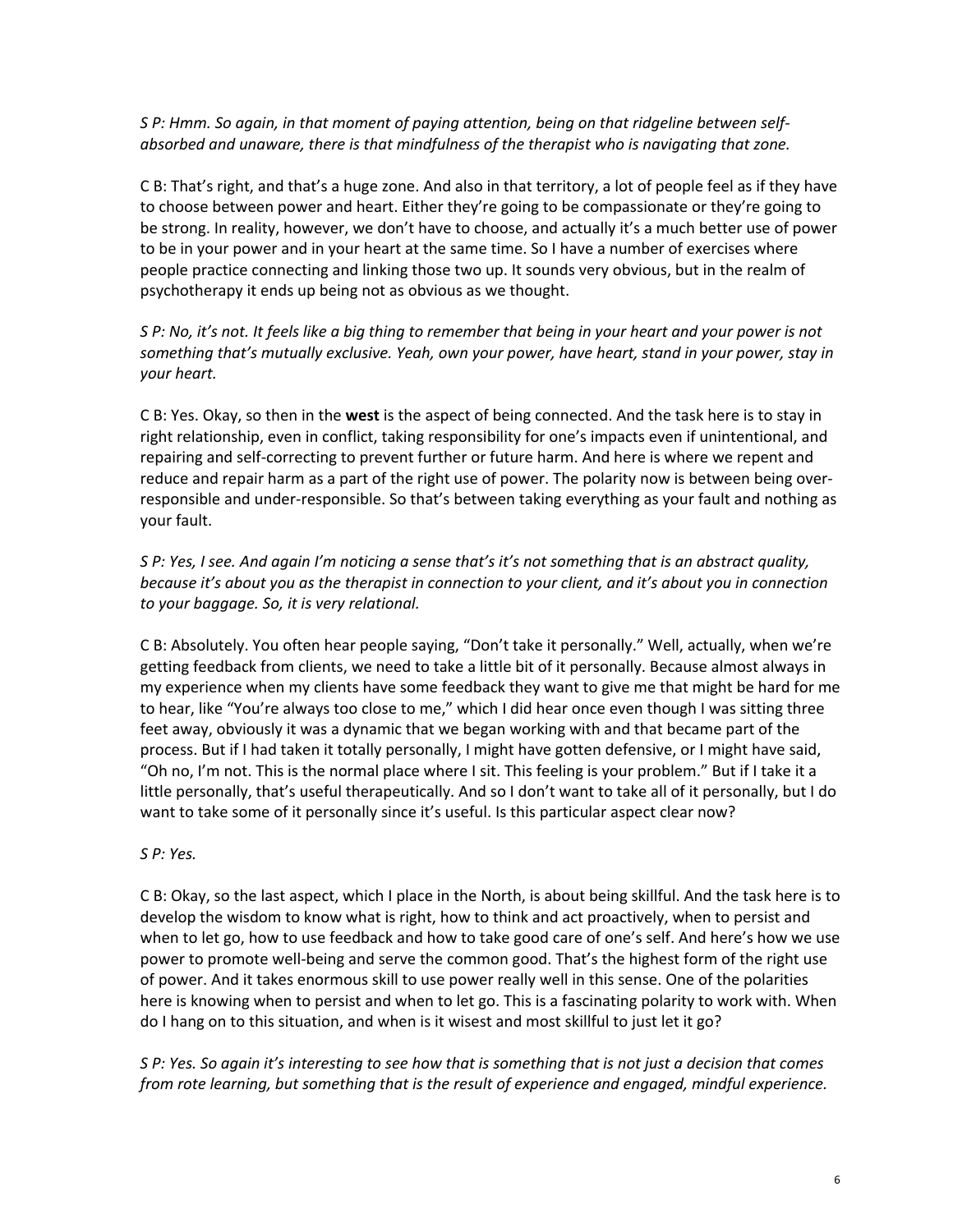*S P: Hmm. So again, in that moment of paying attention, being on that ridgeline between self-absorbed and unaware, there is that mindfulness of the therapist who is navigating that zone.*

C B: That's right, and that's a huge zone. And also in that territory, a lot of people feel as if they have to choose between power and heart. Either they're going to be compassionate or they're going to be strong. In reality, however, we don't have to choose, and actually it's a much better use of power to be in your power and in your heart at the same time. So I have a number of exercises where people practice connecting and linking those two up. It sounds very obvious, but in the realm of psychotherapy it ends up being not as obvious as we thought.

*S P: No, it's not. It feels like a big thing to remember that being in your heart and your power is not something that's mutually exclusive. Yeah, own your power, have heart, stand in your power, stay in your heart.*

C B: Yes. Okay, so then in the **west** is the aspect of being connected. And the task here is to stay in right relationship, even in conflict, taking responsibility for one's impacts even if unintentional, and repairing and self-correcting to prevent further or future harm. And here is where we repent and reduce and repair harm as a part of the right use of power. The polarity now is between being over-responsible and under-responsible. So that's between taking everything as your fault and nothing as your fault.

*S P: Yes, I see. And again I'm noticing a sense that's it's not something that is an abstract quality, because it's about you as the therapist in connection to your client, and it's about you in connection to your baggage. So, it is very relational.*

C B: Absolutely. You often hear people saying, "Don't take it personally." Well, actually, when we're getting feedback from clients, we need to take a little bit of it personally. Because almost always in my experience when my clients have some feedback they want to give me that might be hard for me to hear, like "You're always too close to me," which I did hear once even though I was sitting three feet away, obviously it was a dynamic that we began working with and that became part of the process. But if I had taken it totally personally, I might have gotten defensive, or I might have said, "Oh no, I'm not. This is the normal place where I sit. This feeling is your problem." But if I take it a little personally, that's useful therapeutically. And so I don't want to take all of it personally, but I do want to take some of it personally since it's useful. Is this particular aspect clear now?

*S P: Yes.*

C B: Okay, so the last aspect, which I place in the North, is about being skillful. And the task here is to develop the wisdom to know what is right, how to think and act proactively, when to persist and when to let go, how to use feedback and how to take good care of one's self. And here's how we use power to promote well-being and serve the common good. That's the highest form of the right use of power. And it takes enormous skill to use power really well in this sense. One of the polarities here is knowing when to persist and when to let go. This is a fascinating polarity to work with. When do I hang on to this situation, and when is it wisest and most skillful to just let it go?

*S P: Yes. So again it's interesting to see how that is something that is not just a decision that comes from rote learning, but something that is the result of experience and engaged, mindful experience.*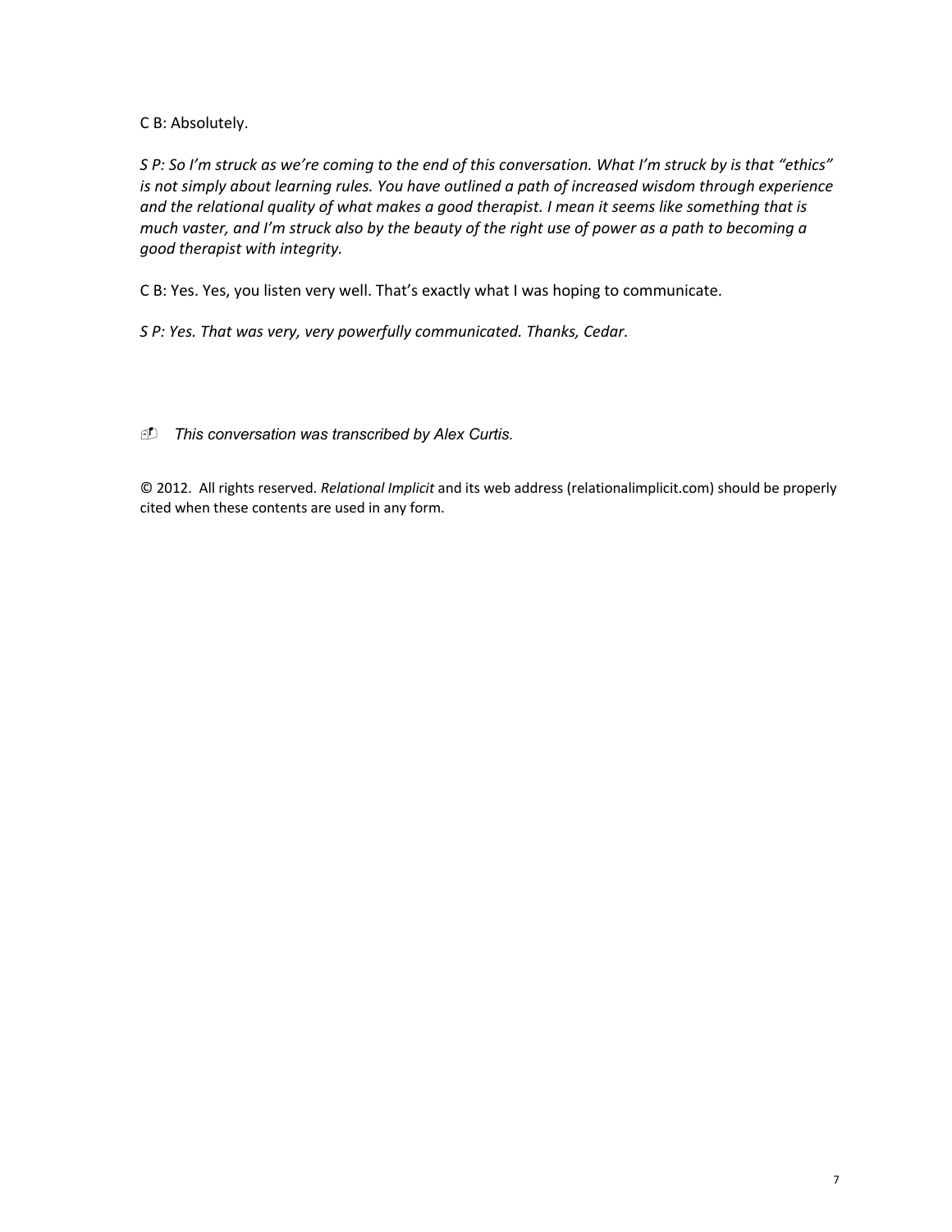C B: Absolutely.

*S P: So I'm struck as we're coming to the end of this conversation. What I'm struck by is that "ethics" is not simply about learning rules. You have outlined a path of increased wisdom through experience and the relational quality of what makes a good therapist. I mean it seems like something that is much vaster, and I'm struck also by the beauty of the right use of power as a path to becoming a good therapist with integrity.*

C B: Yes. Yes, you listen very well. That's exactly what I was hoping to communicate.

*S P: Yes. That was very, very powerfully communicated. Thanks, Cedar.*

*This conversation was transcribed by Alex Curtis.*

© 2012. All rights reserved. *Relational Implicit* and its web address (relationalimplicit.com) should be properly cited when these contents are used in any form.